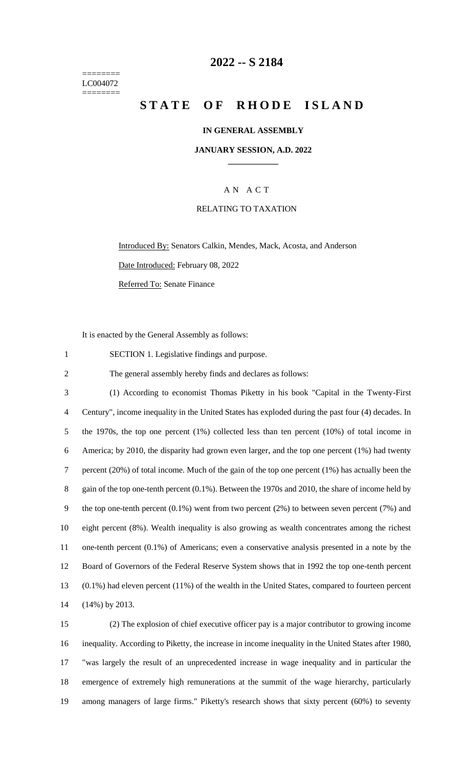========
LC004072
========

# 2022 -- S 2184

# STATE OF RHODE ISLAND

**IN GENERAL ASSEMBLY**

**JANUARY SESSION, A.D. 2022**

## AN ACT

RELATING TO TAXATION

Introduced By: Senators Calkin, Mendes, Mack, Acosta, and Anderson

Date Introduced: February 08, 2022

Referred To: Senate Finance

It is enacted by the General Assembly as follows:

SECTION 1. Legislative findings and purpose.

The general assembly hereby finds and declares as follows:

(1) According to economist Thomas Piketty in his book "Capital in the Twenty-First Century", income inequality in the United States has exploded during the past four (4) decades. In the 1970s, the top one percent (1%) collected less than ten percent (10%) of total income in America; by 2010, the disparity had grown even larger, and the top one percent (1%) had twenty percent (20%) of total income. Much of the gain of the top one percent (1%) has actually been the gain of the top one-tenth percent (0.1%). Between the 1970s and 2010, the share of income held by the top one-tenth percent (0.1%) went from two percent (2%) to between seven percent (7%) and eight percent (8%). Wealth inequality is also growing as wealth concentrates among the richest one-tenth percent (0.1%) of Americans; even a conservative analysis presented in a note by the Board of Governors of the Federal Reserve System shows that in 1992 the top one-tenth percent (0.1%) had eleven percent (11%) of the wealth in the United States, compared to fourteen percent (14%) by 2013.

(2) The explosion of chief executive officer pay is a major contributor to growing income inequality. According to Piketty, the increase in income inequality in the United States after 1980, "was largely the result of an unprecedented increase in wage inequality and in particular the emergence of extremely high remunerations at the summit of the wage hierarchy, particularly among managers of large firms." Piketty's research shows that sixty percent (60%) to seventy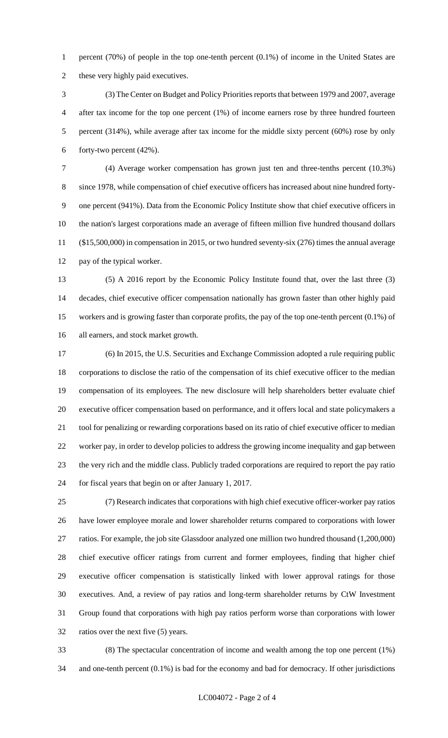percent (70%) of people in the top one-tenth percent (0.1%) of income in the United States are these very highly paid executives.

(3) The Center on Budget and Policy Priorities reports that between 1979 and 2007, average after tax income for the top one percent (1%) of income earners rose by three hundred fourteen percent (314%), while average after tax income for the middle sixty percent (60%) rose by only forty-two percent (42%).

(4) Average worker compensation has grown just ten and three-tenths percent (10.3%) since 1978, while compensation of chief executive officers has increased about nine hundred forty-one percent (941%). Data from the Economic Policy Institute show that chief executive officers in the nation's largest corporations made an average of fifteen million five hundred thousand dollars ($15,500,000) in compensation in 2015, or two hundred seventy-six (276) times the annual average pay of the typical worker.

(5) A 2016 report by the Economic Policy Institute found that, over the last three (3) decades, chief executive officer compensation nationally has grown faster than other highly paid workers and is growing faster than corporate profits, the pay of the top one-tenth percent (0.1%) of all earners, and stock market growth.

(6) In 2015, the U.S. Securities and Exchange Commission adopted a rule requiring public corporations to disclose the ratio of the compensation of its chief executive officer to the median compensation of its employees. The new disclosure will help shareholders better evaluate chief executive officer compensation based on performance, and it offers local and state policymakers a tool for penalizing or rewarding corporations based on its ratio of chief executive officer to median worker pay, in order to develop policies to address the growing income inequality and gap between the very rich and the middle class. Publicly traded corporations are required to report the pay ratio for fiscal years that begin on or after January 1, 2017.

(7) Research indicates that corporations with high chief executive officer-worker pay ratios have lower employee morale and lower shareholder returns compared to corporations with lower ratios. For example, the job site Glassdoor analyzed one million two hundred thousand (1,200,000) chief executive officer ratings from current and former employees, finding that higher chief executive officer compensation is statistically linked with lower approval ratings for those executives. And, a review of pay ratios and long-term shareholder returns by CtW Investment Group found that corporations with high pay ratios perform worse than corporations with lower ratios over the next five (5) years.

(8) The spectacular concentration of income and wealth among the top one percent (1%) and one-tenth percent (0.1%) is bad for the economy and bad for democracy. If other jurisdictions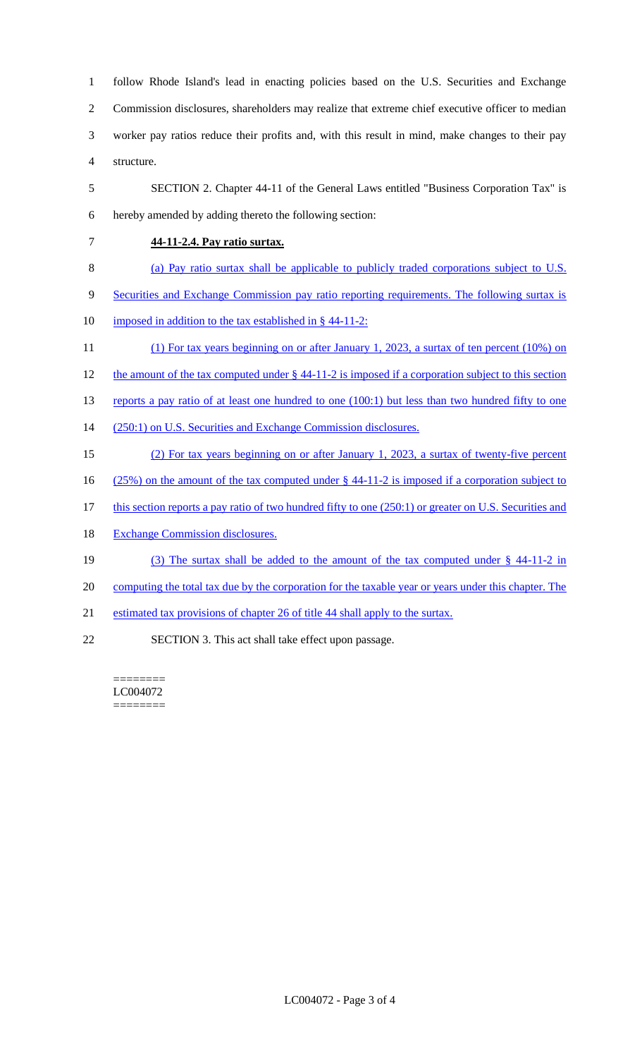follow Rhode Island's lead in enacting policies based on the U.S. Securities and Exchange Commission disclosures, shareholders may realize that extreme chief executive officer to median worker pay ratios reduce their profits and, with this result in mind, make changes to their pay structure.

SECTION 2. Chapter 44-11 of the General Laws entitled "Business Corporation Tax" is hereby amended by adding thereto the following section:

**44-11-2.4. Pay ratio surtax.**

(a) Pay ratio surtax shall be applicable to publicly traded corporations subject to U.S. Securities and Exchange Commission pay ratio reporting requirements. The following surtax is imposed in addition to the tax established in § 44-11-2:

(1) For tax years beginning on or after January 1, 2023, a surtax of ten percent (10%) on the amount of the tax computed under § 44-11-2 is imposed if a corporation subject to this section reports a pay ratio of at least one hundred to one (100:1) but less than two hundred fifty to one (250:1) on U.S. Securities and Exchange Commission disclosures.

(2) For tax years beginning on or after January 1, 2023, a surtax of twenty-five percent (25%) on the amount of the tax computed under § 44-11-2 is imposed if a corporation subject to this section reports a pay ratio of two hundred fifty to one (250:1) or greater on U.S. Securities and Exchange Commission disclosures.

(3) The surtax shall be added to the amount of the tax computed under § 44-11-2 in computing the total tax due by the corporation for the taxable year or years under this chapter. The estimated tax provisions of chapter 26 of title 44 shall apply to the surtax.

SECTION 3. This act shall take effect upon passage.

========
LC004072
========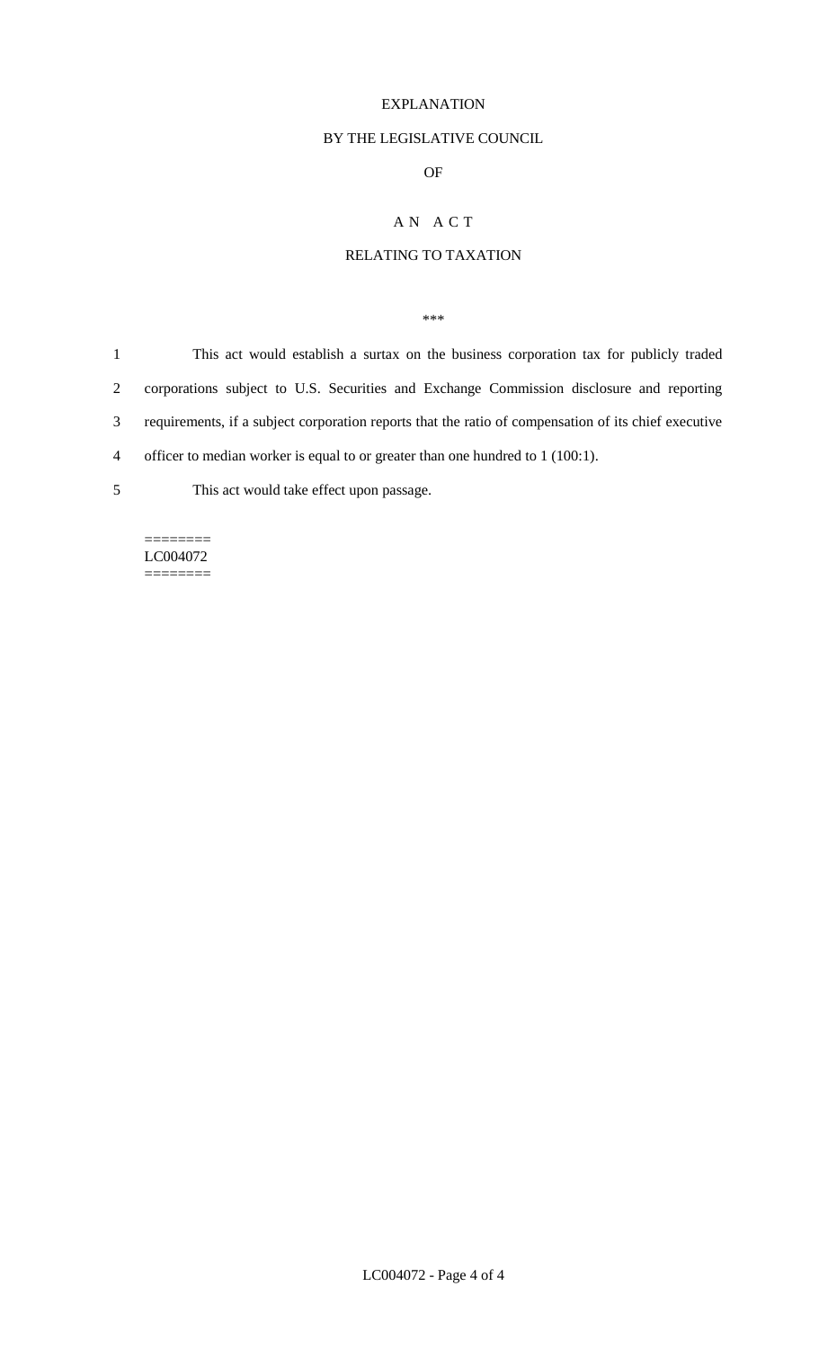# EXPLANATION

## BY THE LEGISLATIVE COUNCIL

## OF

## A N A C T

## RELATING TO TAXATION

\*\*\*

1 This act would establish a surtax on the business corporation tax for publicly traded
2 corporations subject to U.S. Securities and Exchange Commission disclosure and reporting
3 requirements, if a subject corporation reports that the ratio of compensation of its chief executive
4 officer to median worker is equal to or greater than one hundred to 1 (100:1).

5 This act would take effect upon passage.

========
LC004072
========